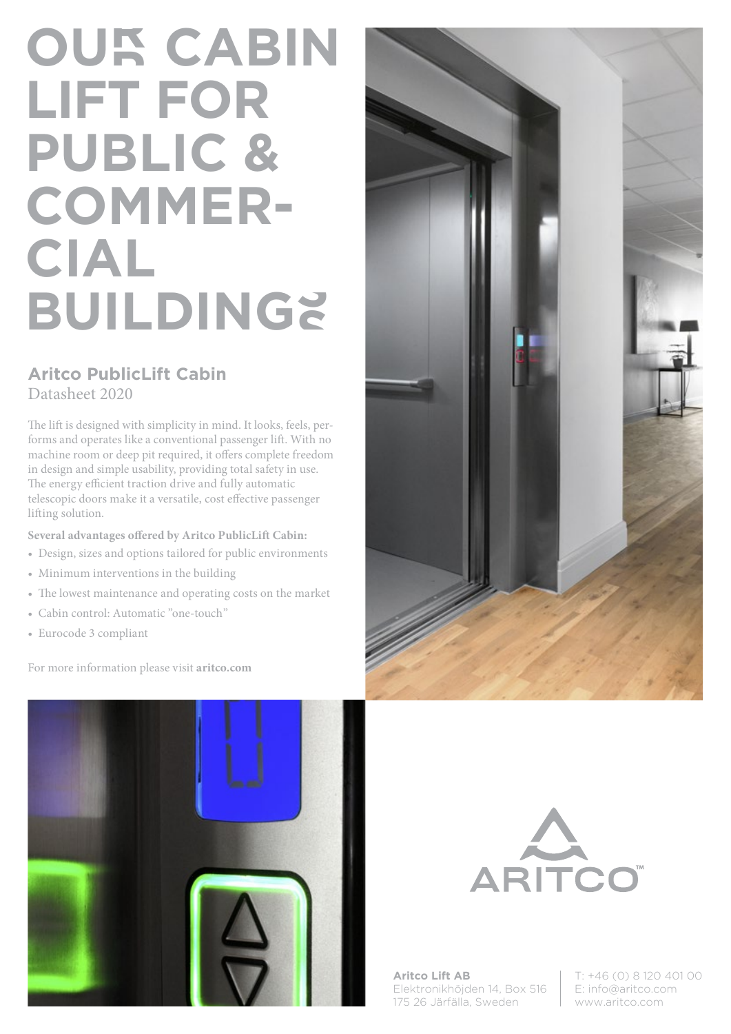# OUR CABIN LIFT FOR PUBLIC & COMMERCIAL BUILDINGS

## Aritco PublicLift Cabin

Datasheet 2020

The lift is designed with simplicity in mind. It looks, feels, performs and operates like a conventional passenger lift. With no machine room or deep pit required, it offers complete freedom in design and simple usability, providing total safety in use. The energy efficient traction drive and fully automatic telescopic doors make it a versatile, cost effective passenger lifting solution.

**Several advantages offered by Aritco PublicLift Cabin:**

- Design, sizes and options tailored for public environments
- Minimum interventions in the building
- The lowest maintenance and operating costs on the market
- Cabin control: Automatic ”one-touch”
- Eurocode 3 compliant

For more information please visit **aritco.com**

ARITCO™

**Aritco Lift AB**
Elektronikhöjden 14, Box 516
175 26 Järfälla, Sweden

T: +46 (0) 8 120 401 00
E: info@aritco.com
www.aritco.com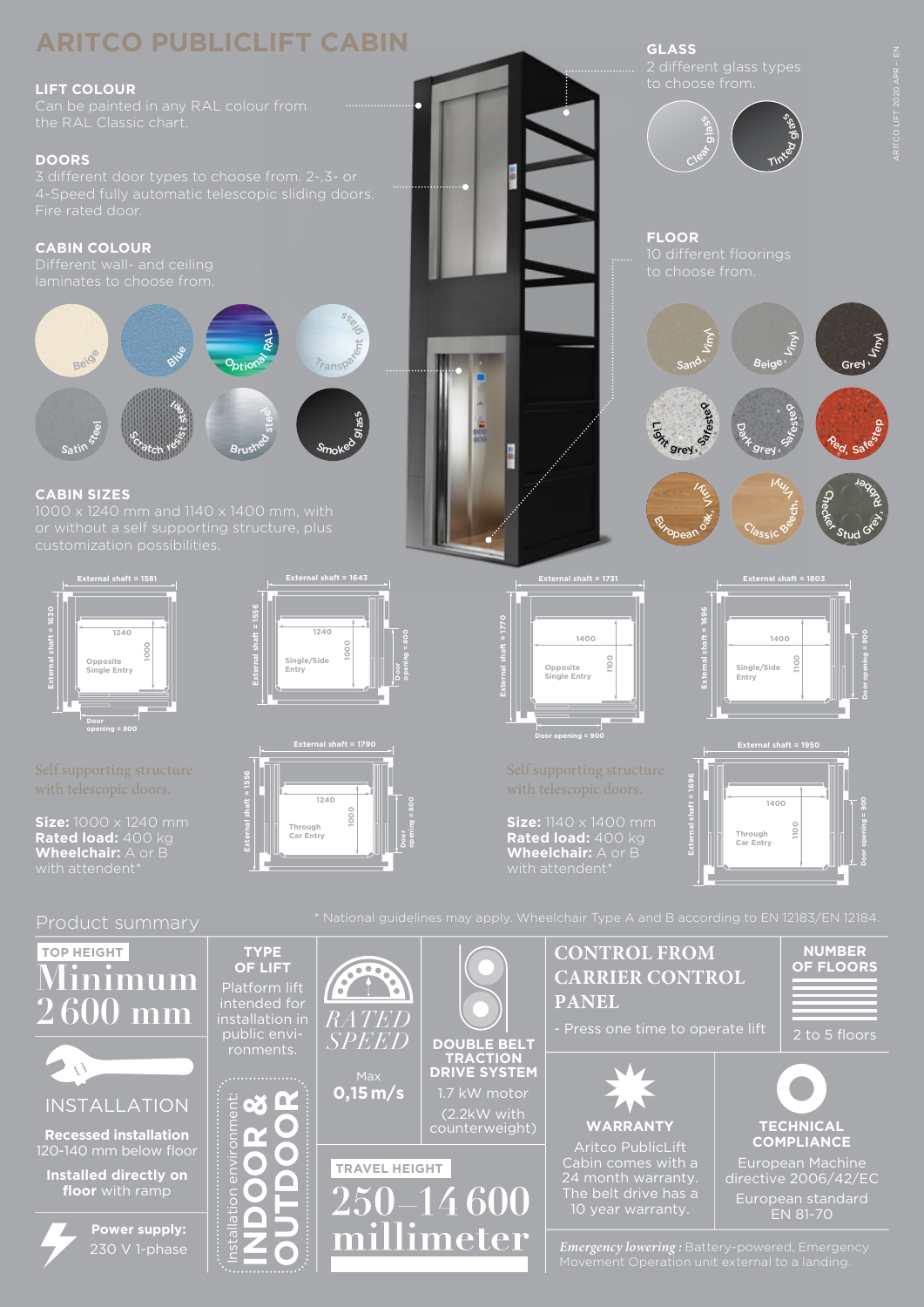# ARITCO PUBLICLIFT CABIN

### LIFT COLOUR
Can be painted in any RAL colour from the RAL Classic chart.

### DOORS
3 different door types to choose from. 2-,3- or 4-Speed fully automatic telescopic sliding doors. Fire rated door.

### CABIN COLOUR
Different wall- and ceiling laminates to choose from.

Beige, Blue, Optional RAL, Transparent glass, Satin steel, Scratch resist steel, Brushed steel, Smoked glass

### GLASS
2 different glass types to choose from.

Clear glass, Tinted glass

### FLOOR
10 different floorings to choose from.

Sand, Vinyl; Beige, Vinyl; Grey, Vinyl; Light grey, Safestep; Dark grey, Safestep; Red, Safestep; European oak, Vinyl; Classic Beech, Vinyl; Checker Stud Grey, Rubber

### CABIN SIZES
1000 x 1240 mm and 1140 x 1400 mm, with or without a self supporting structure, plus customization possibilities.

External shaft = 1581
External shaft = 1630
1240
1000
Opposite Single Entry
Door opening = 800

External shaft = 1643
External shaft = 1556
1240
1000
Single/Side Entry
Door opening = 800

External shaft = 1731
External shaft = 1770
1400
1100
Opposite Single Entry
Door opening = 900

External shaft = 1803
External shaft = 1696
1400
1100
Single/Side Entry
Door opening = 900

Self supporting structure with telescopic doors.

**Size:** 1000 x 1240 mm
**Rated load:** 400 kg
**Wheelchair:** A or B with attendant*

External shaft = 1790
External shaft = 1556
1240
1000
Through Car Entry
Door opening = 800

Self supporting structure with telescopic doors.

**Size:** 1140 x 1400 mm
**Rated load:** 400 kg
**Wheelchair:** A or B with attendant*

External shaft = 1950
External shaft = 1696
1400
1100
Through Car Entry
Door opening = 900

\* National guidelines may apply. Wheelchair Type A and B according to EN 12183/EN 12184.

## Product summary

**TOP HEIGHT**
Minimum 2 600 mm

**TYPE OF LIFT**
Platform lift intended for installation in public environments.

**RATED SPEED**
Max **0,15 m/s**

**DOUBLE BELT TRACTION DRIVE SYSTEM**
1.7 kW motor (2.2kW with counterweight)

**CONTROL FROM CARRIER CONTROL PANEL**
- Press one time to operate lift

**NUMBER OF FLOORS**
2 to 5 floors

**INSTALLATION**
**Recessed installation** 120-140 mm below floor
**Installed directly on floor** with ramp

**Power supply:** 230 V 1-phase

Installation environment: **INDOOR & OUTDOOR**

**TRAVEL HEIGHT**
250–14 600 millimeter

**WARRANTY**
Aritco PublicLift Cabin comes with a 24 month warranty. The belt drive has a 10 year warranty.

**TECHNICAL COMPLIANCE**
European Machine directive 2006/42/EC
European standard EN 81-70

*Emergency lowering:* Battery-powered, Emergency Movement Operation unit external to a landing.